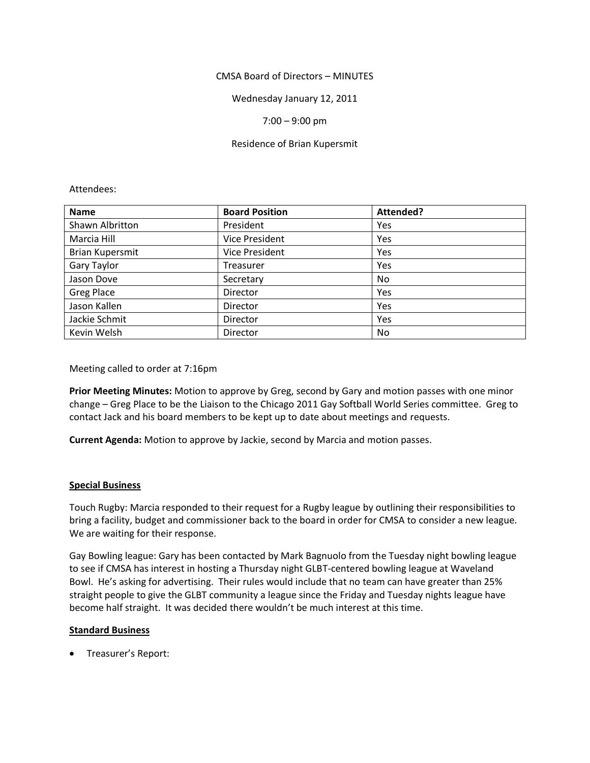CMSA Board of Directors – MINUTES

Wednesday January 12, 2011

7:00 – 9:00 pm

Residence of Brian Kupersmit

Attendees:

| Name | Board Position | Attended? |
|---|---|---|
| Shawn Albritton | President | Yes |
| Marcia Hill | Vice President | Yes |
| Brian Kupersmit | Vice President | Yes |
| Gary Taylor | Treasurer | Yes |
| Jason Dove | Secretary | No |
| Greg Place | Director | Yes |
| Jason Kallen | Director | Yes |
| Jackie Schmit | Director | Yes |
| Kevin Welsh | Director | No |

Meeting called to order at 7:16pm

**Prior Meeting Minutes:** Motion to approve by Greg, second by Gary and motion passes with one minor change – Greg Place to be the Liaison to the Chicago 2011 Gay Softball World Series committee. Greg to contact Jack and his board members to be kept up to date about meetings and requests.

**Current Agenda:** Motion to approve by Jackie, second by Marcia and motion passes.

**<u>Special Business</u>**

Touch Rugby: Marcia responded to their request for a Rugby league by outlining their responsibilities to bring a facility, budget and commissioner back to the board in order for CMSA to consider a new league. We are waiting for their response.

Gay Bowling league: Gary has been contacted by Mark Bagnuolo from the Tuesday night bowling league to see if CMSA has interest in hosting a Thursday night GLBT-centered bowling league at Waveland Bowl. He's asking for advertising. Their rules would include that no team can have greater than 25% straight people to give the GLBT community a league since the Friday and Tuesday nights league have become half straight. It was decided there wouldn't be much interest at this time.

**<u>Standard Business</u>**

- Treasurer's Report: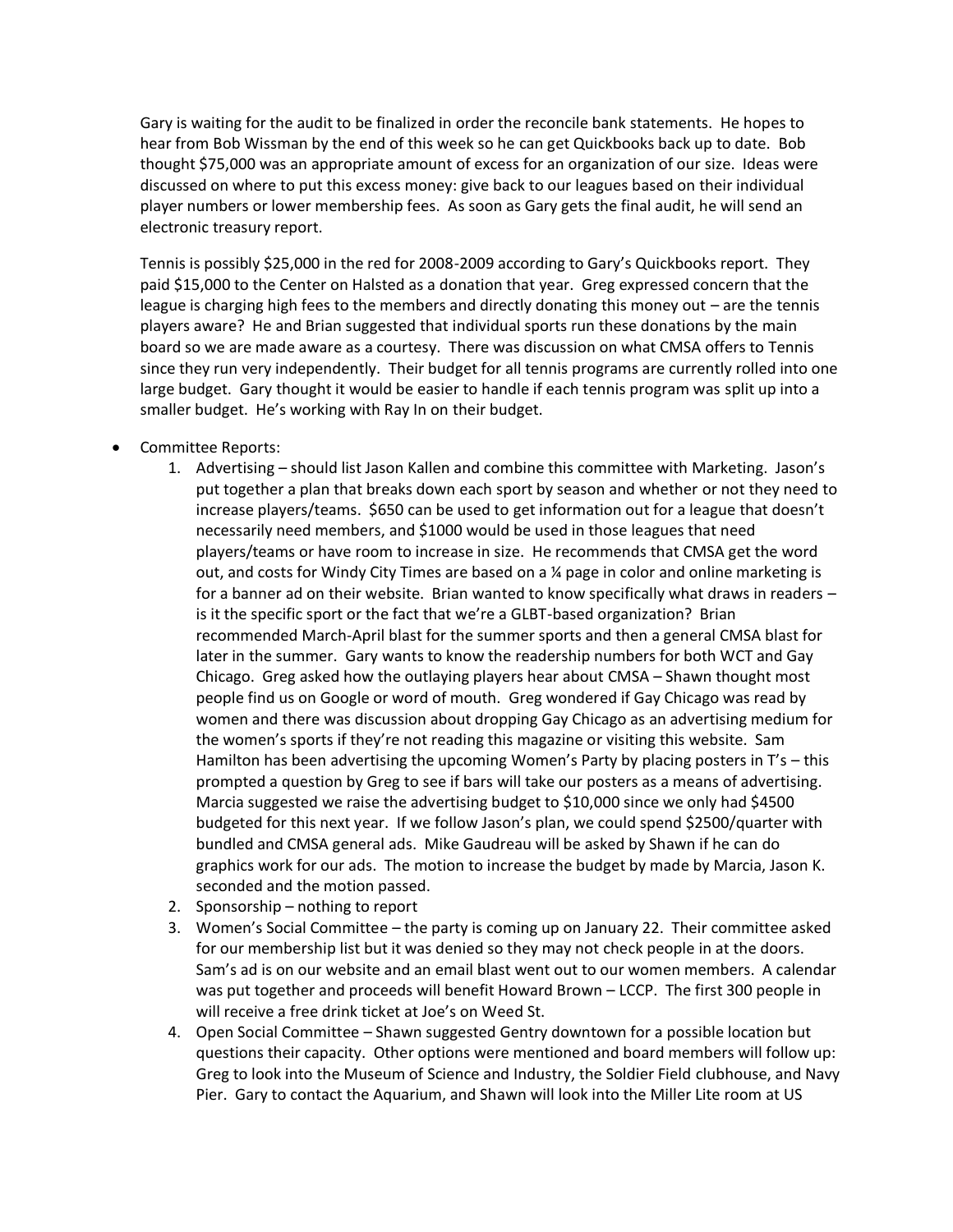Gary is waiting for the audit to be finalized in order the reconcile bank statements. He hopes to hear from Bob Wissman by the end of this week so he can get Quickbooks back up to date. Bob thought $75,000 was an appropriate amount of excess for an organization of our size. Ideas were discussed on where to put this excess money: give back to our leagues based on their individual player numbers or lower membership fees. As soon as Gary gets the final audit, he will send an electronic treasury report.

Tennis is possibly $25,000 in the red for 2008-2009 according to Gary's Quickbooks report. They paid $15,000 to the Center on Halsted as a donation that year. Greg expressed concern that the league is charging high fees to the members and directly donating this money out – are the tennis players aware? He and Brian suggested that individual sports run these donations by the main board so we are made aware as a courtesy. There was discussion on what CMSA offers to Tennis since they run very independently. Their budget for all tennis programs are currently rolled into one large budget. Gary thought it would be easier to handle if each tennis program was split up into a smaller budget. He's working with Ray In on their budget.

- Committee Reports:
  1. Advertising – should list Jason Kallen and combine this committee with Marketing. Jason's put together a plan that breaks down each sport by season and whether or not they need to increase players/teams. $650 can be used to get information out for a league that doesn't necessarily need members, and $1000 would be used in those leagues that need players/teams or have room to increase in size. He recommends that CMSA get the word out, and costs for Windy City Times are based on a ¼ page in color and online marketing is for a banner ad on their website. Brian wanted to know specifically what draws in readers – is it the specific sport or the fact that we're a GLBT-based organization? Brian recommended March-April blast for the summer sports and then a general CMSA blast for later in the summer. Gary wants to know the readership numbers for both WCT and Gay Chicago. Greg asked how the outlaying players hear about CMSA – Shawn thought most people find us on Google or word of mouth. Greg wondered if Gay Chicago was read by women and there was discussion about dropping Gay Chicago as an advertising medium for the women's sports if they're not reading this magazine or visiting this website. Sam Hamilton has been advertising the upcoming Women's Party by placing posters in T's – this prompted a question by Greg to see if bars will take our posters as a means of advertising. Marcia suggested we raise the advertising budget to $10,000 since we only had $4500 budgeted for this next year. If we follow Jason's plan, we could spend $2500/quarter with bundled and CMSA general ads. Mike Gaudreau will be asked by Shawn if he can do graphics work for our ads. The motion to increase the budget by made by Marcia, Jason K. seconded and the motion passed.
  2. Sponsorship – nothing to report
  3. Women's Social Committee – the party is coming up on January 22. Their committee asked for our membership list but it was denied so they may not check people in at the doors. Sam's ad is on our website and an email blast went out to our women members. A calendar was put together and proceeds will benefit Howard Brown – LCCP. The first 300 people in will receive a free drink ticket at Joe's on Weed St.
  4. Open Social Committee – Shawn suggested Gentry downtown for a possible location but questions their capacity. Other options were mentioned and board members will follow up: Greg to look into the Museum of Science and Industry, the Soldier Field clubhouse, and Navy Pier. Gary to contact the Aquarium, and Shawn will look into the Miller Lite room at US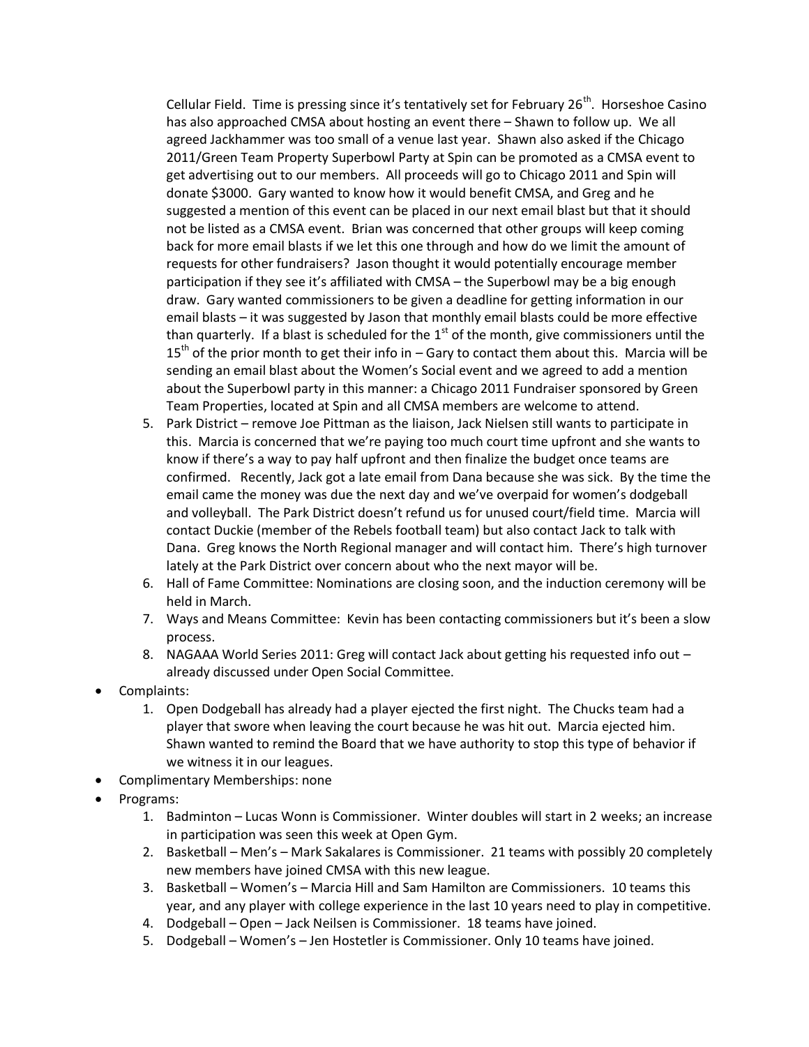Cellular Field. Time is pressing since it's tentatively set for February 26th. Horseshoe Casino has also approached CMSA about hosting an event there – Shawn to follow up. We all agreed Jackhammer was too small of a venue last year. Shawn also asked if the Chicago 2011/Green Team Property Superbowl Party at Spin can be promoted as a CMSA event to get advertising out to our members. All proceeds will go to Chicago 2011 and Spin will donate $3000. Gary wanted to know how it would benefit CMSA, and Greg and he suggested a mention of this event can be placed in our next email blast but that it should not be listed as a CMSA event. Brian was concerned that other groups will keep coming back for more email blasts if we let this one through and how do we limit the amount of requests for other fundraisers? Jason thought it would potentially encourage member participation if they see it's affiliated with CMSA – the Superbowl may be a big enough draw. Gary wanted commissioners to be given a deadline for getting information in our email blasts – it was suggested by Jason that monthly email blasts could be more effective than quarterly. If a blast is scheduled for the 1st of the month, give commissioners until the 15th of the prior month to get their info in – Gary to contact them about this. Marcia will be sending an email blast about the Women's Social event and we agreed to add a mention about the Superbowl party in this manner: a Chicago 2011 Fundraiser sponsored by Green Team Properties, located at Spin and all CMSA members are welcome to attend.

5. Park District – remove Joe Pittman as the liaison, Jack Nielsen still wants to participate in this. Marcia is concerned that we're paying too much court time upfront and she wants to know if there's a way to pay half upfront and then finalize the budget once teams are confirmed. Recently, Jack got a late email from Dana because she was sick. By the time the email came the money was due the next day and we've overpaid for women's dodgeball and volleyball. The Park District doesn't refund us for unused court/field time. Marcia will contact Duckie (member of the Rebels football team) but also contact Jack to talk with Dana. Greg knows the North Regional manager and will contact him. There's high turnover lately at the Park District over concern about who the next mayor will be.
6. Hall of Fame Committee: Nominations are closing soon, and the induction ceremony will be held in March.
7. Ways and Means Committee: Kevin has been contacting commissioners but it's been a slow process.
8. NAGAAA World Series 2011: Greg will contact Jack about getting his requested info out – already discussed under Open Social Committee.

- Complaints:
  1. Open Dodgeball has already had a player ejected the first night. The Chucks team had a player that swore when leaving the court because he was hit out. Marcia ejected him. Shawn wanted to remind the Board that we have authority to stop this type of behavior if we witness it in our leagues.
- Complimentary Memberships: none
- Programs:
  1. Badminton – Lucas Wonn is Commissioner. Winter doubles will start in 2 weeks; an increase in participation was seen this week at Open Gym.
  2. Basketball – Men's – Mark Sakalares is Commissioner. 21 teams with possibly 20 completely new members have joined CMSA with this new league.
  3. Basketball – Women's – Marcia Hill and Sam Hamilton are Commissioners. 10 teams this year, and any player with college experience in the last 10 years need to play in competitive.
  4. Dodgeball – Open – Jack Neilsen is Commissioner. 18 teams have joined.
  5. Dodgeball – Women's – Jen Hostetler is Commissioner. Only 10 teams have joined.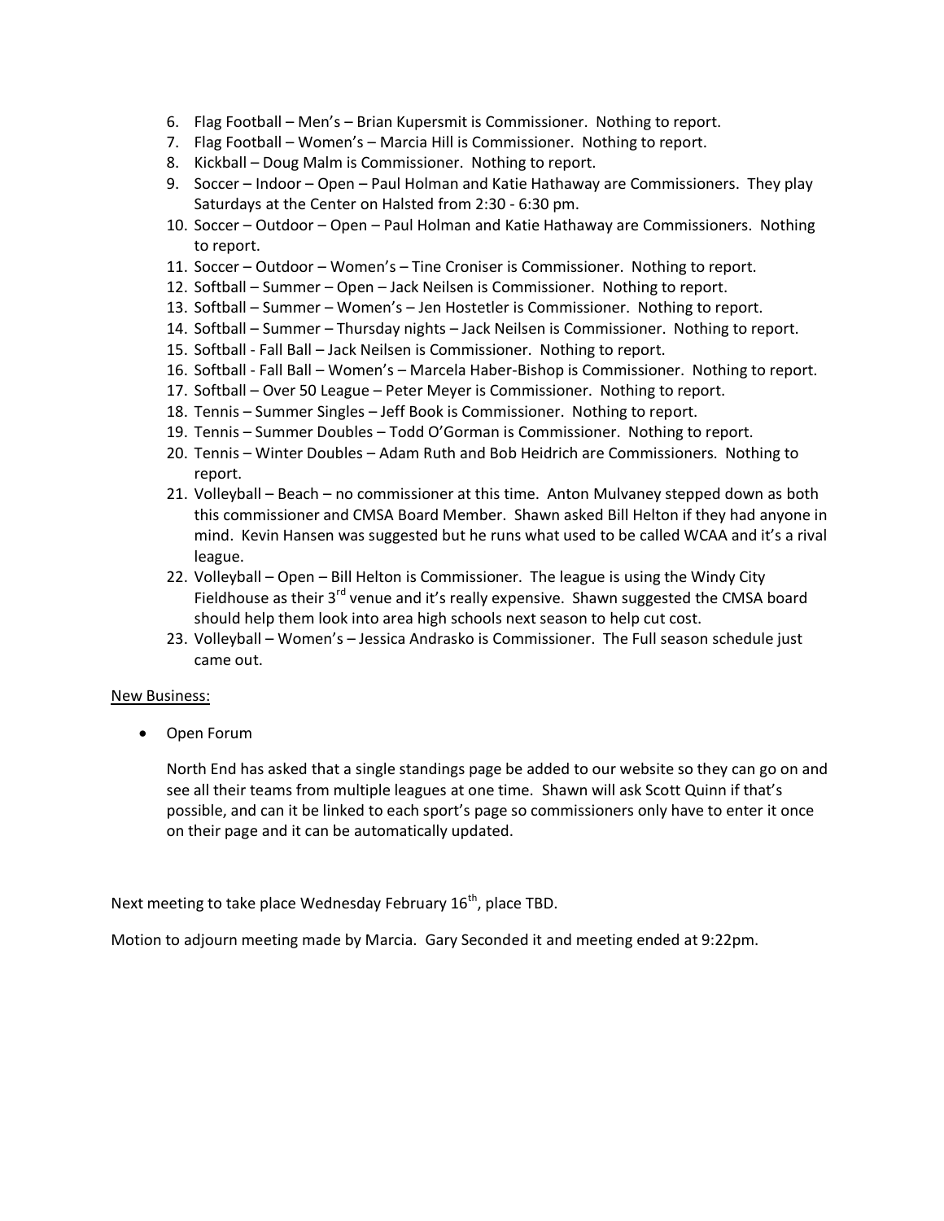6. Flag Football – Men's – Brian Kupersmit is Commissioner. Nothing to report.
7. Flag Football – Women's – Marcia Hill is Commissioner. Nothing to report.
8. Kickball – Doug Malm is Commissioner. Nothing to report.
9. Soccer – Indoor – Open – Paul Holman and Katie Hathaway are Commissioners. They play Saturdays at the Center on Halsted from 2:30 - 6:30 pm.
10. Soccer – Outdoor – Open – Paul Holman and Katie Hathaway are Commissioners. Nothing to report.
11. Soccer – Outdoor – Women's – Tine Croniser is Commissioner. Nothing to report.
12. Softball – Summer – Open – Jack Neilsen is Commissioner. Nothing to report.
13. Softball – Summer – Women's – Jen Hostetler is Commissioner. Nothing to report.
14. Softball – Summer – Thursday nights – Jack Neilsen is Commissioner. Nothing to report.
15. Softball - Fall Ball – Jack Neilsen is Commissioner. Nothing to report.
16. Softball - Fall Ball – Women's – Marcela Haber-Bishop is Commissioner. Nothing to report.
17. Softball – Over 50 League – Peter Meyer is Commissioner. Nothing to report.
18. Tennis – Summer Singles – Jeff Book is Commissioner. Nothing to report.
19. Tennis – Summer Doubles – Todd O'Gorman is Commissioner. Nothing to report.
20. Tennis – Winter Doubles – Adam Ruth and Bob Heidrich are Commissioners. Nothing to report.
21. Volleyball – Beach – no commissioner at this time. Anton Mulvaney stepped down as both this commissioner and CMSA Board Member. Shawn asked Bill Helton if they had anyone in mind. Kevin Hansen was suggested but he runs what used to be called WCAA and it's a rival league.
22. Volleyball – Open – Bill Helton is Commissioner. The league is using the Windy City Fieldhouse as their 3rd venue and it's really expensive. Shawn suggested the CMSA board should help them look into area high schools next season to help cut cost.
23. Volleyball – Women's – Jessica Andrasko is Commissioner. The Full season schedule just came out.

<u>New Business:</u>

- Open Forum

  North End has asked that a single standings page be added to our website so they can go on and see all their teams from multiple leagues at one time. Shawn will ask Scott Quinn if that's possible, and can it be linked to each sport's page so commissioners only have to enter it once on their page and it can be automatically updated.

Next meeting to take place Wednesday February 16th, place TBD.

Motion to adjourn meeting made by Marcia. Gary Seconded it and meeting ended at 9:22pm.